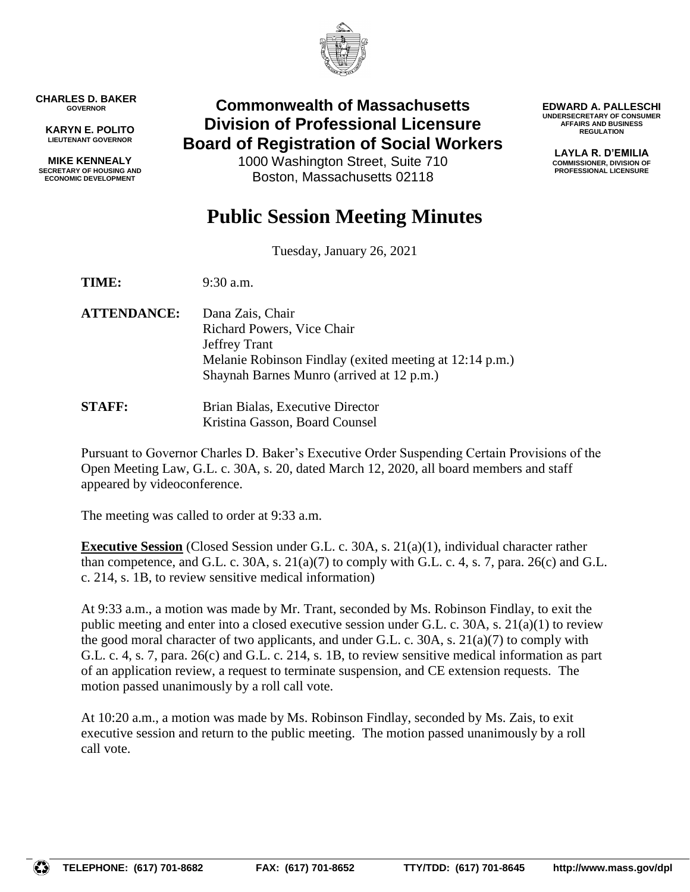**CHARLES D. BAKER**
GOVERNOR

**KARYN E. POLITO**
LIEUTENANT GOVERNOR

**MIKE KENNEALY**
SECRETARY OF HOUSING AND ECONOMIC DEVELOPMENT

# Commonwealth of Massachusetts
# Division of Professional Licensure
# Board of Registration of Social Workers

1000 Washington Street, Suite 710
Boston, Massachusetts 02118

**EDWARD A. PALLESCHI**
UNDERSECRETARY OF CONSUMER AFFAIRS AND BUSINESS REGULATION

**LAYLA R. D'EMILIA**
COMMISSIONER, DIVISION OF PROFESSIONAL LICENSURE

# Public Session Meeting Minutes

Tuesday, January 26, 2021

**TIME:** 9:30 a.m.

**ATTENDANCE:** Dana Zais, Chair
Richard Powers, Vice Chair
Jeffrey Trant
Melanie Robinson Findlay (exited meeting at 12:14 p.m.)
Shaynah Barnes Munro (arrived at 12 p.m.)

**STAFF:** Brian Bialas, Executive Director
Kristina Gasson, Board Counsel

Pursuant to Governor Charles D. Baker's Executive Order Suspending Certain Provisions of the Open Meeting Law, G.L. c. 30A, s. 20, dated March 12, 2020, all board members and staff appeared by videoconference.

The meeting was called to order at 9:33 a.m.

**Executive Session** (Closed Session under G.L. c. 30A, s. 21(a)(1), individual character rather than competence, and G.L. c. 30A, s. 21(a)(7) to comply with G.L. c. 4, s. 7, para. 26(c) and G.L. c. 214, s. 1B, to review sensitive medical information)

At 9:33 a.m., a motion was made by Mr. Trant, seconded by Ms. Robinson Findlay, to exit the public meeting and enter into a closed executive session under G.L. c. 30A, s. 21(a)(1) to review the good moral character of two applicants, and under G.L. c. 30A, s. 21(a)(7) to comply with G.L. c. 4, s. 7, para. 26(c) and G.L. c. 214, s. 1B, to review sensitive medical information as part of an application review, a request to terminate suspension, and CE extension requests. The motion passed unanimously by a roll call vote.

At 10:20 a.m., a motion was made by Ms. Robinson Findlay, seconded by Ms. Zais, to exit executive session and return to the public meeting. The motion passed unanimously by a roll call vote.

TELEPHONE: (617) 701-8682 FAX: (617) 701-8652 TTY/TDD: (617) 701-8645 http://www.mass.gov/dpl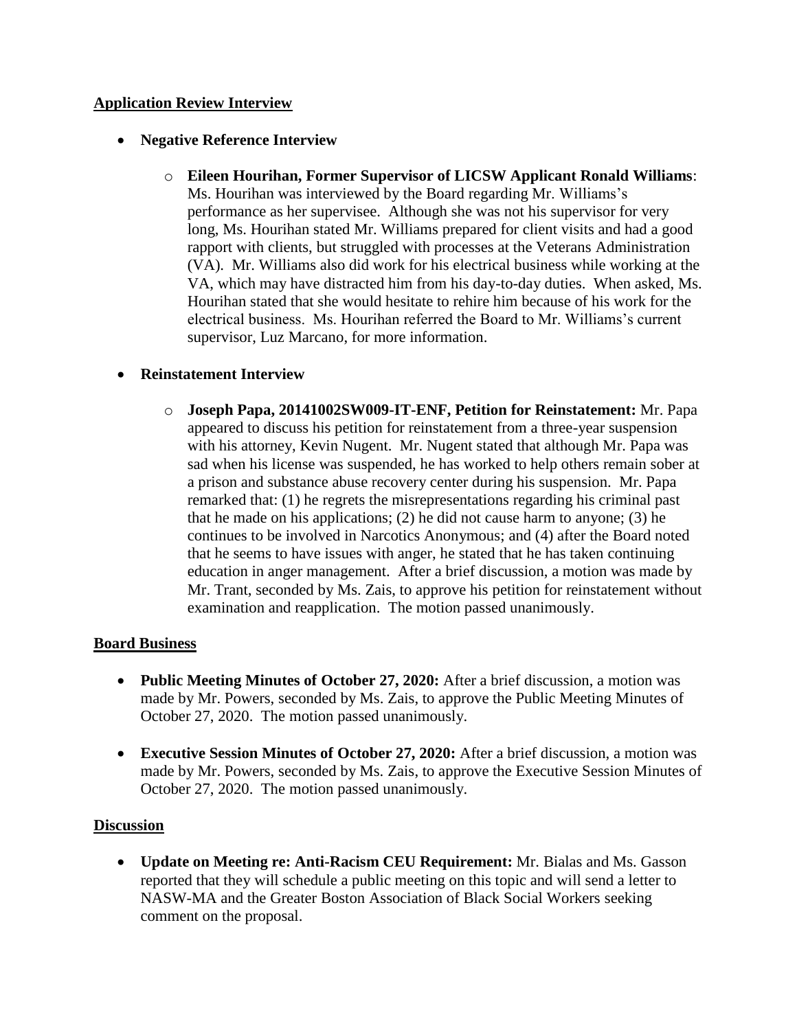**<u>Application Review Interview</u>**

- **Negative Reference Interview**
  - **Eileen Hourihan, Former Supervisor of LICSW Applicant Ronald Williams**: Ms. Hourihan was interviewed by the Board regarding Mr. Williams's performance as her supervisee. Although she was not his supervisor for very long, Ms. Hourihan stated Mr. Williams prepared for client visits and had a good rapport with clients, but struggled with processes at the Veterans Administration (VA). Mr. Williams also did work for his electrical business while working at the VA, which may have distracted him from his day-to-day duties. When asked, Ms. Hourihan stated that she would hesitate to rehire him because of his work for the electrical business. Ms. Hourihan referred the Board to Mr. Williams's current supervisor, Luz Marcano, for more information.

- **Reinstatement Interview**
  - **Joseph Papa, 20141002SW009-IT-ENF, Petition for Reinstatement:** Mr. Papa appeared to discuss his petition for reinstatement from a three-year suspension with his attorney, Kevin Nugent. Mr. Nugent stated that although Mr. Papa was sad when his license was suspended, he has worked to help others remain sober at a prison and substance abuse recovery center during his suspension. Mr. Papa remarked that: (1) he regrets the misrepresentations regarding his criminal past that he made on his applications; (2) he did not cause harm to anyone; (3) he continues to be involved in Narcotics Anonymous; and (4) after the Board noted that he seems to have issues with anger, he stated that he has taken continuing education in anger management. After a brief discussion, a motion was made by Mr. Trant, seconded by Ms. Zais, to approve his petition for reinstatement without examination and reapplication. The motion passed unanimously.

**<u>Board Business</u>**

- **Public Meeting Minutes of October 27, 2020:** After a brief discussion, a motion was made by Mr. Powers, seconded by Ms. Zais, to approve the Public Meeting Minutes of October 27, 2020. The motion passed unanimously.

- **Executive Session Minutes of October 27, 2020:** After a brief discussion, a motion was made by Mr. Powers, seconded by Ms. Zais, to approve the Executive Session Minutes of October 27, 2020. The motion passed unanimously.

**<u>Discussion</u>**

- **Update on Meeting re: Anti-Racism CEU Requirement:** Mr. Bialas and Ms. Gasson reported that they will schedule a public meeting on this topic and will send a letter to NASW-MA and the Greater Boston Association of Black Social Workers seeking comment on the proposal.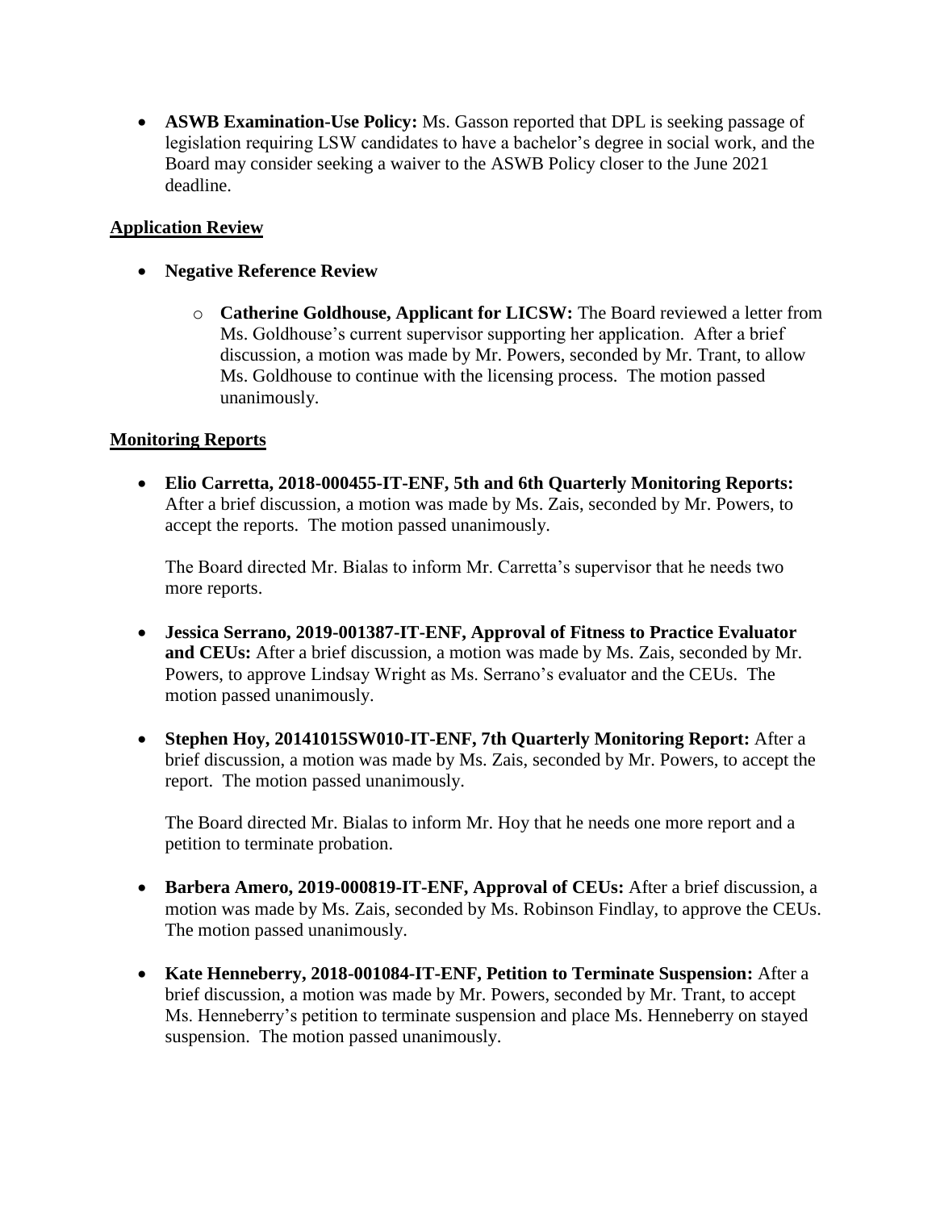- **ASWB Examination-Use Policy:** Ms. Gasson reported that DPL is seeking passage of legislation requiring LSW candidates to have a bachelor's degree in social work, and the Board may consider seeking a waiver to the ASWB Policy closer to the June 2021 deadline.

## Application Review

- **Negative Reference Review**
  - **Catherine Goldhouse, Applicant for LICSW:** The Board reviewed a letter from Ms. Goldhouse's current supervisor supporting her application. After a brief discussion, a motion was made by Mr. Powers, seconded by Mr. Trant, to allow Ms. Goldhouse to continue with the licensing process. The motion passed unanimously.

## Monitoring Reports

- **Elio Carretta, 2018-000455-IT-ENF, 5th and 6th Quarterly Monitoring Reports:** After a brief discussion, a motion was made by Ms. Zais, seconded by Mr. Powers, to accept the reports. The motion passed unanimously.

  The Board directed Mr. Bialas to inform Mr. Carretta's supervisor that he needs two more reports.

- **Jessica Serrano, 2019-001387-IT-ENF, Approval of Fitness to Practice Evaluator and CEUs:** After a brief discussion, a motion was made by Ms. Zais, seconded by Mr. Powers, to approve Lindsay Wright as Ms. Serrano's evaluator and the CEUs. The motion passed unanimously.

- **Stephen Hoy, 20141015SW010-IT-ENF, 7th Quarterly Monitoring Report:** After a brief discussion, a motion was made by Ms. Zais, seconded by Mr. Powers, to accept the report. The motion passed unanimously.

  The Board directed Mr. Bialas to inform Mr. Hoy that he needs one more report and a petition to terminate probation.

- **Barbera Amero, 2019-000819-IT-ENF, Approval of CEUs:** After a brief discussion, a motion was made by Ms. Zais, seconded by Ms. Robinson Findlay, to approve the CEUs. The motion passed unanimously.

- **Kate Henneberry, 2018-001084-IT-ENF, Petition to Terminate Suspension:** After a brief discussion, a motion was made by Mr. Powers, seconded by Mr. Trant, to accept Ms. Henneberry's petition to terminate suspension and place Ms. Henneberry on stayed suspension. The motion passed unanimously.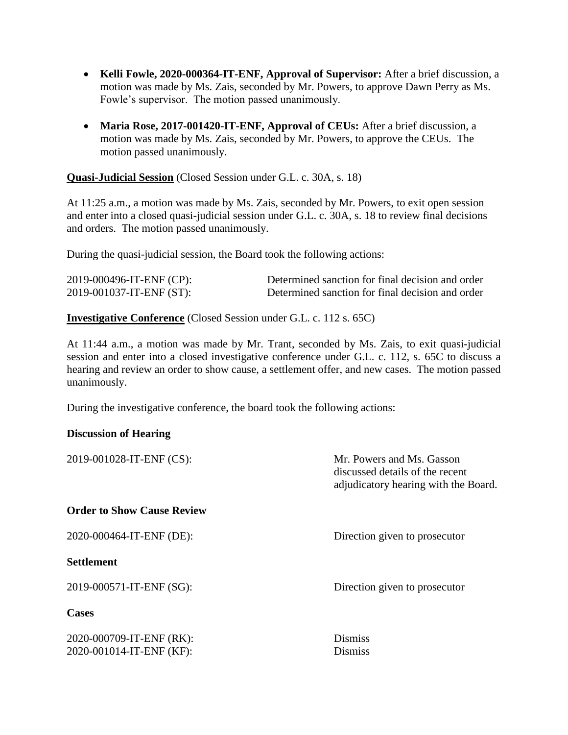- **Kelli Fowle, 2020-000364-IT-ENF, Approval of Supervisor:** After a brief discussion, a motion was made by Ms. Zais, seconded by Mr. Powers, to approve Dawn Perry as Ms. Fowle's supervisor. The motion passed unanimously.

- **Maria Rose, 2017-001420-IT-ENF, Approval of CEUs:** After a brief discussion, a motion was made by Ms. Zais, seconded by Mr. Powers, to approve the CEUs. The motion passed unanimously.

**Quasi-Judicial Session** (Closed Session under G.L. c. 30A, s. 18)

At 11:25 a.m., a motion was made by Ms. Zais, seconded by Mr. Powers, to exit open session and enter into a closed quasi-judicial session under G.L. c. 30A, s. 18 to review final decisions and orders. The motion passed unanimously.

During the quasi-judicial session, the Board took the following actions:

| | |
|---|---|
| 2019-000496-IT-ENF (CP): | Determined sanction for final decision and order |
| 2019-001037-IT-ENF (ST): | Determined sanction for final decision and order |

**Investigative Conference** (Closed Session under G.L. c. 112 s. 65C)

At 11:44 a.m., a motion was made by Mr. Trant, seconded by Ms. Zais, to exit quasi-judicial session and enter into a closed investigative conference under G.L. c. 112, s. 65C to discuss a hearing and review an order to show cause, a settlement offer, and new cases. The motion passed unanimously.

During the investigative conference, the board took the following actions:

**Discussion of Hearing**

| | |
|---|---|
| 2019-001028-IT-ENF (CS): | Mr. Powers and Ms. Gasson discussed details of the recent adjudicatory hearing with the Board. |

**Order to Show Cause Review**

| | |
|---|---|
| 2020-000464-IT-ENF (DE): | Direction given to prosecutor |

**Settlement**

| | |
|---|---|
| 2019-000571-IT-ENF (SG): | Direction given to prosecutor |

**Cases**

| | |
|---|---|
| 2020-000709-IT-ENF (RK): | Dismiss |
| 2020-001014-IT-ENF (KF): | Dismiss |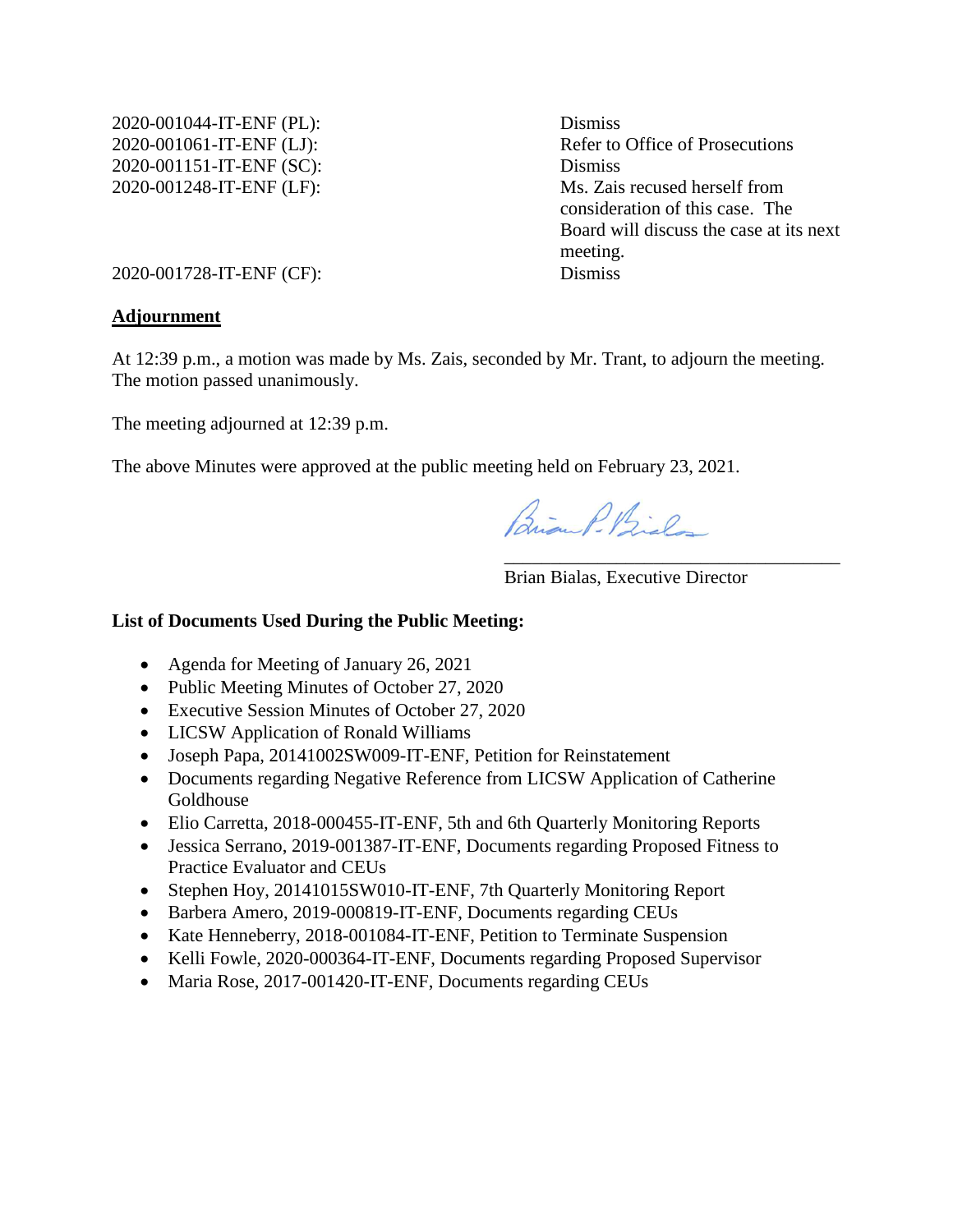| | |
|---|---|
| 2020-001044-IT-ENF (PL): | Dismiss |
| 2020-001061-IT-ENF (LJ): | Refer to Office of Prosecutions |
| 2020-001151-IT-ENF (SC): | Dismiss |
| 2020-001248-IT-ENF (LF): | Ms. Zais recused herself from consideration of this case. The Board will discuss the case at its next meeting. |
| 2020-001728-IT-ENF (CF): | Dismiss |

**Adjournment**

At 12:39 p.m., a motion was made by Ms. Zais, seconded by Mr. Trant, to adjourn the meeting. The motion passed unanimously.

The meeting adjourned at 12:39 p.m.

The above Minutes were approved at the public meeting held on February 23, 2021.

Brian P. Bialas

\_\_\_\_\_\_\_\_\_\_\_\_\_\_\_\_\_\_\_\_\_\_\_\_\_\_\_\_\_\_\_\_\_\_\_\_

Brian Bialas, Executive Director

**List of Documents Used During the Public Meeting:**

- Agenda for Meeting of January 26, 2021
- Public Meeting Minutes of October 27, 2020
- Executive Session Minutes of October 27, 2020
- LICSW Application of Ronald Williams
- Joseph Papa, 20141002SW009-IT-ENF, Petition for Reinstatement
- Documents regarding Negative Reference from LICSW Application of Catherine Goldhouse
- Elio Carretta, 2018-000455-IT-ENF, 5th and 6th Quarterly Monitoring Reports
- Jessica Serrano, 2019-001387-IT-ENF, Documents regarding Proposed Fitness to Practice Evaluator and CEUs
- Stephen Hoy, 20141015SW010-IT-ENF, 7th Quarterly Monitoring Report
- Barbera Amero, 2019-000819-IT-ENF, Documents regarding CEUs
- Kate Henneberry, 2018-001084-IT-ENF, Petition to Terminate Suspension
- Kelli Fowle, 2020-000364-IT-ENF, Documents regarding Proposed Supervisor
- Maria Rose, 2017-001420-IT-ENF, Documents regarding CEUs